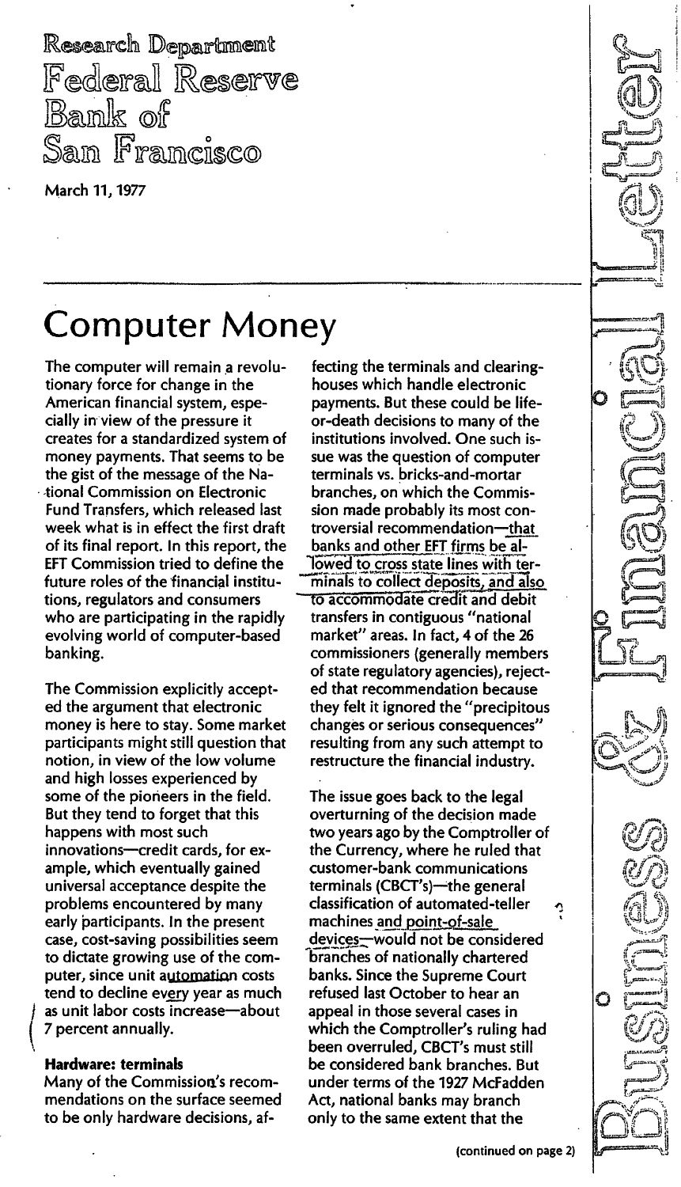Research Department
Federal Reserve
Bank of
San Francisco

March 11, 1977

Business & Financial Letter

# Computer Money

The computer will remain a revolutionary force for change in the American financial system, especially in view of the pressure it creates for a standardized system of money payments. That seems to be the gist of the message of the National Commission on Electronic Fund Transfers, which released last week what is in effect the first draft of its final report. In this report, the EFT Commission tried to define the future roles of the financial institutions, regulators and consumers who are participating in the rapidly evolving world of computer-based banking.

The Commission explicitly accepted the argument that electronic money is here to stay. Some market participants might still question that notion, in view of the low volume and high losses experienced by some of the pioneers in the field. But they tend to forget that this happens with most such innovations—credit cards, for example, which eventually gained universal acceptance despite the problems encountered by many early participants. In the present case, cost-saving possibilities seem to dictate growing use of the computer, since unit automation costs tend to decline every year as much as unit labor costs increase—about 7 percent annually.

**Hardware: terminals**

Many of the Commission's recommendations on the surface seemed to be only hardware decisions, affecting the terminals and clearinghouses which handle electronic payments. But these could be life-or-death decisions to many of the institutions involved. One such issue was the question of computer terminals vs. bricks-and-mortar branches, on which the Commission made probably its most controversial recommendation—that banks and other EFT firms be allowed to cross state lines with terminals to collect deposits, and also to accommodate credit and debit transfers in contiguous "national market" areas. In fact, 4 of the 26 commissioners (generally members of state regulatory agencies), rejected that recommendation because they felt it ignored the "precipitous changes or serious consequences" resulting from any such attempt to restructure the financial industry.

The issue goes back to the legal overturning of the decision made two years ago by the Comptroller of the Currency, where he ruled that customer-bank communications terminals (CBCT's)—the general classification of automated-teller machines and point-of-sale devices—would not be considered branches of nationally chartered banks. Since the Supreme Court refused last October to hear an appeal in those several cases in which the Comptroller's ruling had been overruled, CBCT's must still be considered bank branches. But under terms of the 1927 McFadden Act, national banks may branch only to the same extent that the

(continued on page 2)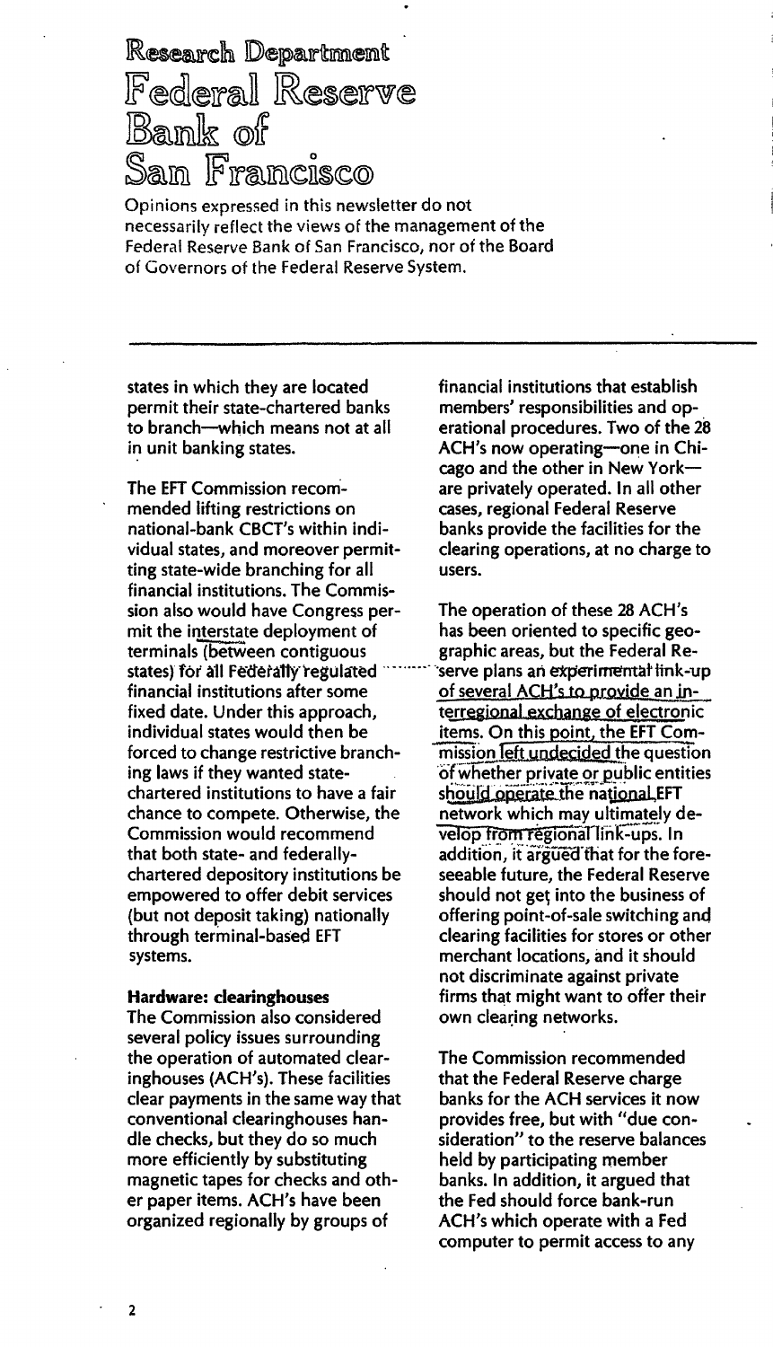# Research Department Federal Reserve Bank of San Francisco

Opinions expressed in this newsletter do not necessarily reflect the views of the management of the Federal Reserve Bank of San Francisco, nor of the Board of Governors of the Federal Reserve System.

states in which they are located permit their state-chartered banks to branch—which means not at all in unit banking states.

The EFT Commission recommended lifting restrictions on national-bank CBCT's within individual states, and moreover permitting state-wide branching for all financial institutions. The Commission also would have Congress permit the interstate deployment of terminals (between contiguous states) for all Federally regulated financial institutions after some fixed date. Under this approach, individual states would then be forced to change restrictive branching laws if they wanted state-chartered institutions to have a fair chance to compete. Otherwise, the Commission would recommend that both state- and federally-chartered depository institutions be empowered to offer debit services (but not deposit taking) nationally through terminal-based EFT systems.

**Hardware: clearinghouses**

The Commission also considered several policy issues surrounding the operation of automated clearinghouses (ACH's). These facilities clear payments in the same way that conventional clearinghouses handle checks, but they do so much more efficiently by substituting magnetic tapes for checks and other paper items. ACH's have been organized regionally by groups of financial institutions that establish members' responsibilities and operational procedures. Two of the 28 ACH's now operating—one in Chicago and the other in New York—are privately operated. In all other cases, regional Federal Reserve banks provide the facilities for the clearing operations, at no charge to users.

The operation of these 28 ACH's has been oriented to specific geographic areas, but the Federal Reserve plans an experimental link-up of several ACH's to provide an interregional exchange of electronic items. On this point, the EFT Commission left undecided the question of whether private or public entities should operate the national EFT network which may ultimately develop from regional link-ups. In addition, it argued that for the foreseeable future, the Federal Reserve should not get into the business of offering point-of-sale switching and clearing facilities for stores or other merchant locations, and it should not discriminate against private firms that might want to offer their own clearing networks.

The Commission recommended that the Federal Reserve charge banks for the ACH services it now provides free, but with "due consideration" to the reserve balances held by participating member banks. In addition, it argued that the Fed should force bank-run ACH's which operate with a Fed computer to permit access to any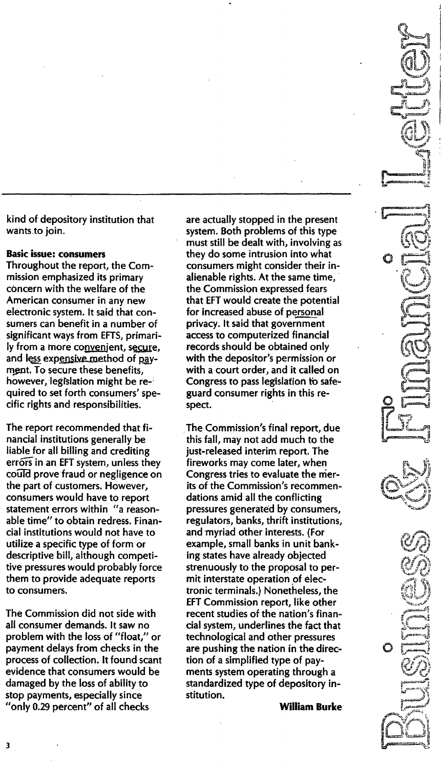kind of depository institution that wants to join.

**Basic issue: consumers**

Throughout the report, the Commission emphasized its primary concern with the welfare of the American consumer in any new electronic system. It said that consumers can benefit in a number of significant ways from EFTS, primarily from a more convenient, secure, and less expensive method of payment. To secure these benefits, however, legislation might be required to set forth consumers' specific rights and responsibilities.

The report recommended that financial institutions generally be liable for all billing and crediting errors in an EFT system, unless they could prove fraud or negligence on the part of customers. However, consumers would have to report statement errors within "a reasonable time" to obtain redress. Financial institutions would not have to utilize a specific type of form or descriptive bill, although competitive pressures would probably force them to provide adequate reports to consumers.

The Commission did not side with all consumer demands. It saw no problem with the loss of "float," or payment delays from checks in the process of collection. It found scant evidence that consumers would be damaged by the loss of ability to stop payments, especially since "only 0.29 percent" of all checks are actually stopped in the present system. Both problems of this type must still be dealt with, involving as they do some intrusion into what consumers might consider their inalienable rights. At the same time, the Commission expressed fears that EFT would create the potential for increased abuse of personal privacy. It said that government access to computerized financial records should be obtained only with the depositor's permission or with a court order, and it called on Congress to pass legislation to safeguard consumer rights in this respect.

The Commission's final report, due this fall, may not add much to the just-released interim report. The fireworks may come later, when Congress tries to evaluate the merits of the Commission's recommendations amid all the conflicting pressures generated by consumers, regulators, banks, thrift institutions, and myriad other interests. (For example, small banks in unit banking states have already objected strenuously to the proposal to permit interstate operation of electronic terminals.) Nonetheless, the EFT Commission report, like other recent studies of the nation's financial system, underlines the fact that technological and other pressures are pushing the nation in the direction of a simplified type of payments system operating through a standardized type of depository institution.

**William Burke**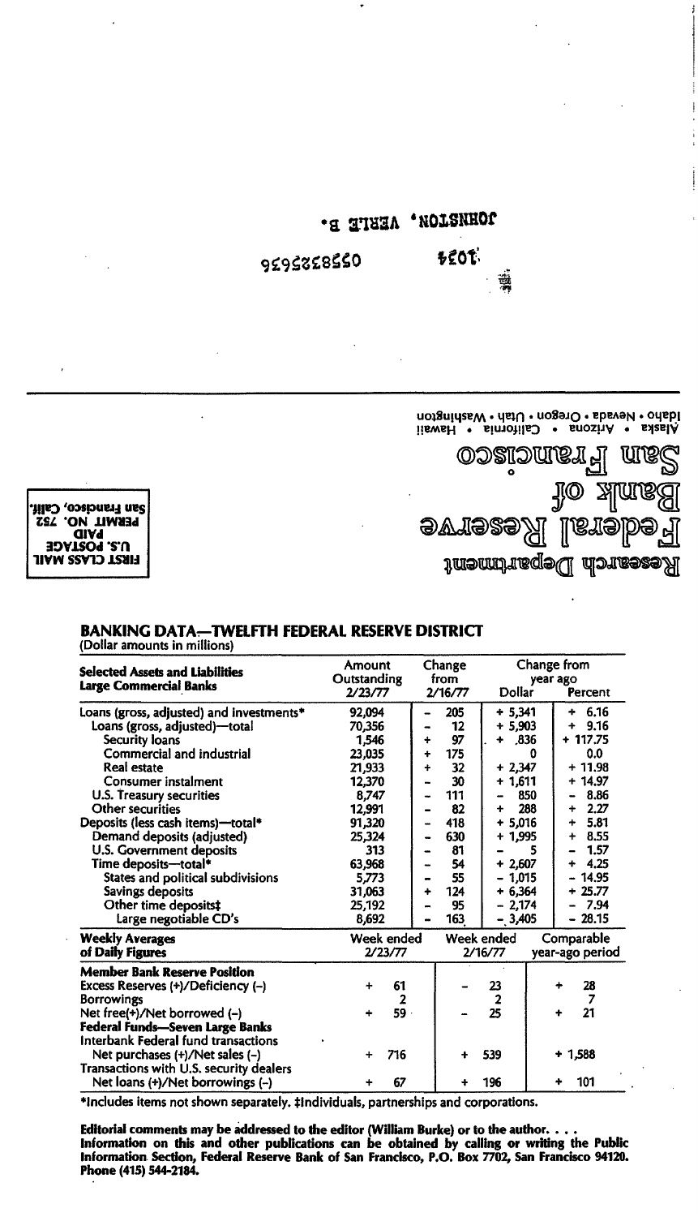JOHNSTON, VERLE B.

1034 0558525656

Research Department

Federal Reserve Bank of San Francisco

Alaska • Arizona • California • Hawaii
Idaho • Nevada • Oregon • Utah • Washington

FIRST CLASS MAIL
U.S. POSTAGE
PAID
PERMIT NO. 752
San Francisco, Calif.

## BANKING DATA—TWELFTH FEDERAL RESERVE DISTRICT

(Dollar amounts in millions)

| Selected Assets and Liabilities Large Commercial Banks | Amount Outstanding 2/23/77 | Change from 2/16/77 | Change from year ago Dollar | Percent |
|---|---|---|---|---|
| Loans (gross, adjusted) and investments* | 92,094 | – 205 | + 5,341 | + 6.16 |
| Loans (gross, adjusted)—total | 70,356 | – 12 | + 5,903 | + 9.16 |
| Security loans | 1,546 | + 97 | + 836 | + 117.75 |
| Commercial and industrial | 23,035 | + 175 | 0 | 0.0 |
| Real estate | 21,933 | + 32 | + 2,347 | + 11.98 |
| Consumer instalment | 12,370 | – 30 | + 1,611 | + 14.97 |
| U.S. Treasury securities | 8,747 | – 111 | – 850 | – 8.86 |
| Other securities | 12,991 | – 82 | + 288 | + 2.27 |
| Deposits (less cash items)—total* | 91,320 | – 418 | + 5,016 | + 5.81 |
| Demand deposits (adjusted) | 25,324 | – 630 | + 1,995 | + 8.55 |
| U.S. Government deposits | 313 | – 81 | – 5 | – 1.57 |
| Time deposits—total* | 63,968 | – 54 | + 2,607 | + 4.25 |
| States and political subdivisions | 5,773 | – 55 | – 1,015 | – 14.95 |
| Savings deposits | 31,063 | + 124 | + 6,364 | + 25.77 |
| Other time deposits‡ | 25,192 | – 95 | – 2,174 | – 7.94 |
| Large negotiable CD's | 8,692 | – 163 | – 3,405 | – 28.15 |

| Weekly Averages of Daily Figures | Week ended 2/23/77 | Week ended 2/16/77 | Comparable year-ago period |
|---|---|---|---|
| **Member Bank Reserve Position** | | | |
| Excess Reserves (+)/Deficiency (–) | + 61 | – 23 | + 28 |
| Borrowings | 2 | 2 | 7 |
| Net free(+)/Net borrowed (–) | + 59 | – 25 | + 21 |
| **Federal Funds—Seven Large Banks** | | | |
| Interbank Federal fund transactions | | | |
| Net purchases (+)/Net sales (–) | + 716 | + 539 | + 1,588 |
| Transactions with U.S. security dealers | | | |
| Net loans (+)/Net borrowings (–) | + 67 | + 196 | + 101 |

*Includes items not shown separately. ‡Individuals, partnerships and corporations.

**Editorial comments may be addressed to the editor (William Burke) or to the author. . . .**
**Information on this and other publications can be obtained by calling or writing the Public Information Section, Federal Reserve Bank of San Francisco, P.O. Box 7702, San Francisco 94120. Phone (415) 544-2184.**